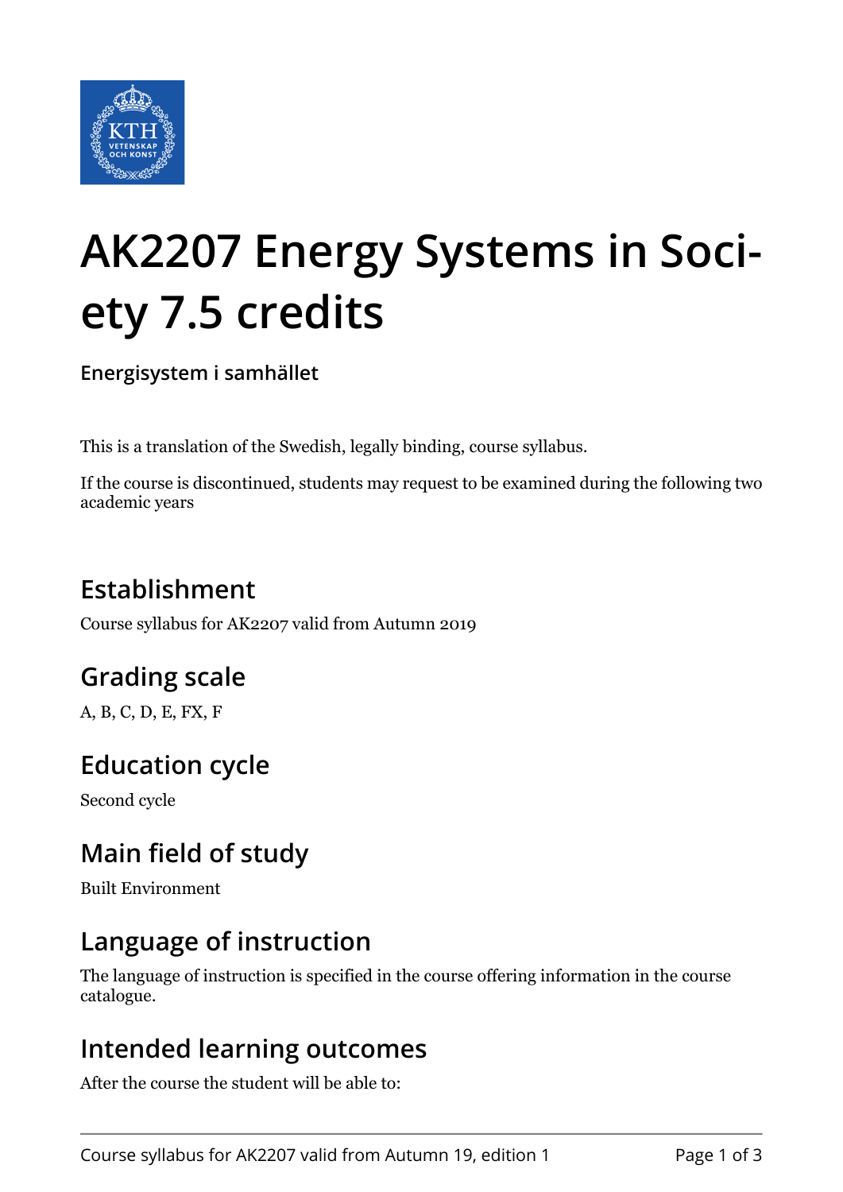# AK2207 Energy Systems in Society 7.5 credits

**Energisystem i samhället**

This is a translation of the Swedish, legally binding, course syllabus.

If the course is discontinued, students may request to be examined during the following two academic years

## Establishment

Course syllabus for AK2207 valid from Autumn 2019

## Grading scale

A, B, C, D, E, FX, F

## Education cycle

Second cycle

## Main field of study

Built Environment

## Language of instruction

The language of instruction is specified in the course offering information in the course catalogue.

## Intended learning outcomes

After the course the student will be able to: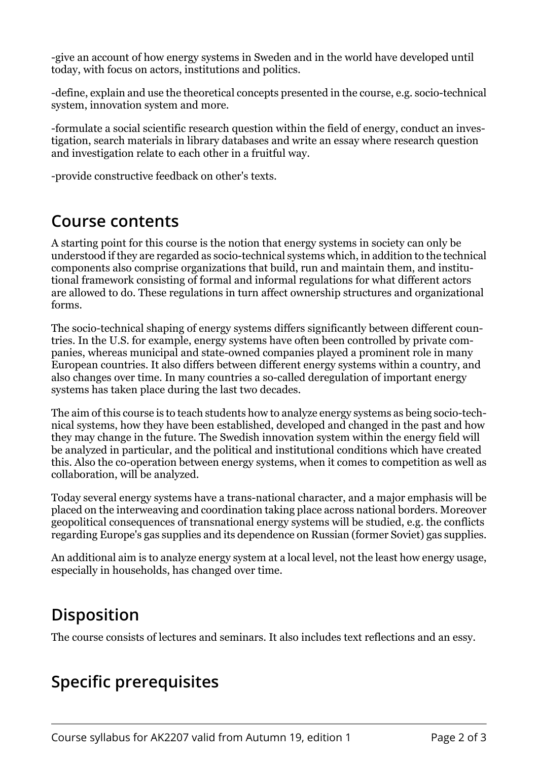-give an account of how energy systems in Sweden and in the world have developed until today, with focus on actors, institutions and politics.

-define, explain and use the theoretical concepts presented in the course, e.g. socio-technical system, innovation system and more.

-formulate a social scientific research question within the field of energy, conduct an investigation, search materials in library databases and write an essay where research question and investigation relate to each other in a fruitful way.

-provide constructive feedback on other's texts.

## Course contents

A starting point for this course is the notion that energy systems in society can only be understood if they are regarded as socio-technical systems which, in addition to the technical components also comprise organizations that build, run and maintain them, and institutional framework consisting of formal and informal regulations for what different actors are allowed to do. These regulations in turn affect ownership structures and organizational forms.

The socio-technical shaping of energy systems differs significantly between different countries. In the U.S. for example, energy systems have often been controlled by private companies, whereas municipal and state-owned companies played a prominent role in many European countries. It also differs between different energy systems within a country, and also changes over time. In many countries a so-called deregulation of important energy systems has taken place during the last two decades.

The aim of this course is to teach students how to analyze energy systems as being socio-technical systems, how they have been established, developed and changed in the past and how they may change in the future. The Swedish innovation system within the energy field will be analyzed in particular, and the political and institutional conditions which have created this. Also the co-operation between energy systems, when it comes to competition as well as collaboration, will be analyzed.

Today several energy systems have a trans-national character, and a major emphasis will be placed on the interweaving and coordination taking place across national borders. Moreover geopolitical consequences of transnational energy systems will be studied, e.g. the conflicts regarding Europe's gas supplies and its dependence on Russian (former Soviet) gas supplies.

An additional aim is to analyze energy system at a local level, not the least how energy usage, especially in households, has changed over time.

## Disposition

The course consists of lectures and seminars. It also includes text reflections and an essy.

## Specific prerequisites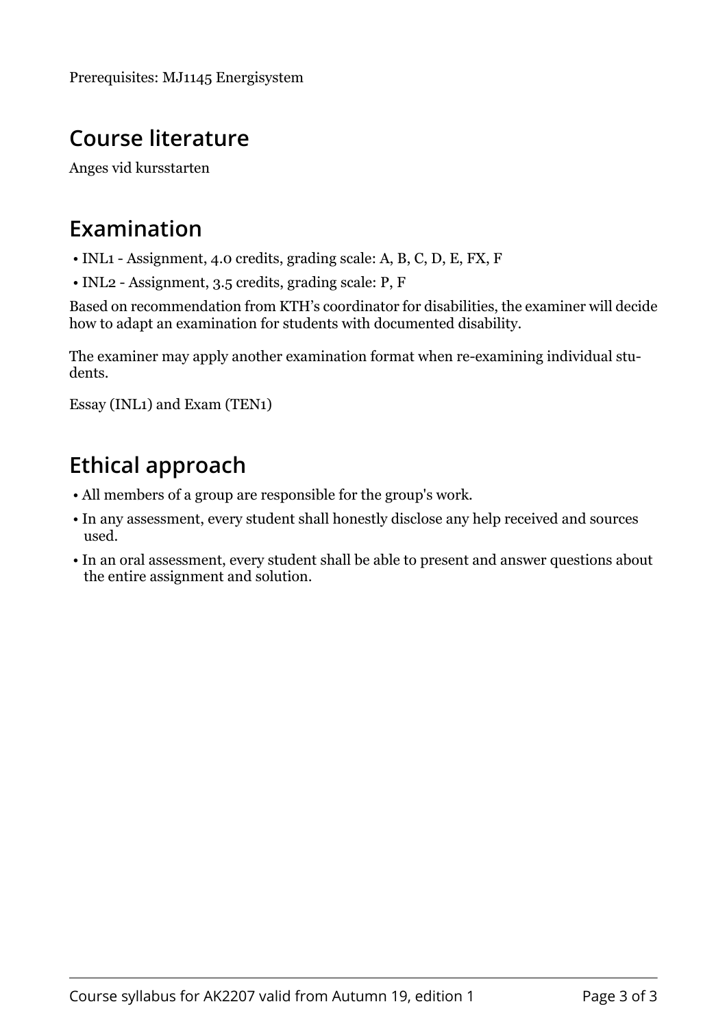Prerequisites: MJ1145 Energisystem

## Course literature

Anges vid kursstarten

## Examination

- INL1 - Assignment, 4.0 credits, grading scale: A, B, C, D, E, FX, F
- INL2 - Assignment, 3.5 credits, grading scale: P, F

Based on recommendation from KTH's coordinator for disabilities, the examiner will decide how to adapt an examination for students with documented disability.

The examiner may apply another examination format when re-examining individual students.

Essay (INL1) and Exam (TEN1)

## Ethical approach

- All members of a group are responsible for the group's work.
- In any assessment, every student shall honestly disclose any help received and sources used.
- In an oral assessment, every student shall be able to present and answer questions about the entire assignment and solution.